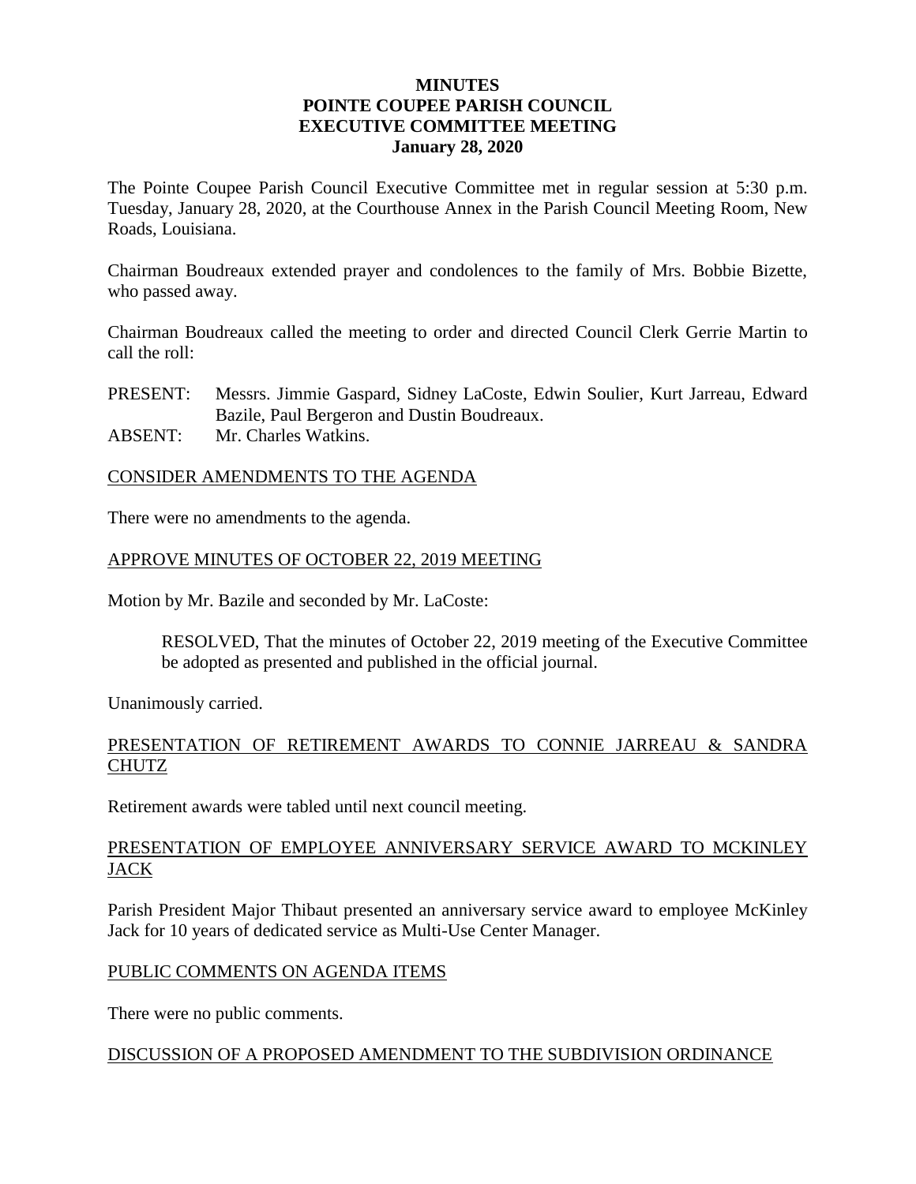# MINUTES
# POINTE COUPEE PARISH COUNCIL
# EXECUTIVE COMMITTEE MEETING
# January 28, 2020

The Pointe Coupee Parish Council Executive Committee met in regular session at 5:30 p.m. Tuesday, January 28, 2020, at the Courthouse Annex in the Parish Council Meeting Room, New Roads, Louisiana.

Chairman Boudreaux extended prayer and condolences to the family of Mrs. Bobbie Bizette, who passed away.

Chairman Boudreaux called the meeting to order and directed Council Clerk Gerrie Martin to call the roll:

PRESENT: Messrs. Jimmie Gaspard, Sidney LaCoste, Edwin Soulier, Kurt Jarreau, Edward Bazile, Paul Bergeron and Dustin Boudreaux.
ABSENT: Mr. Charles Watkins.

<u>CONSIDER AMENDMENTS TO THE AGENDA</u>

There were no amendments to the agenda.

<u>APPROVE MINUTES OF OCTOBER 22, 2019 MEETING</u>

Motion by Mr. Bazile and seconded by Mr. LaCoste:

> RESOLVED, That the minutes of October 22, 2019 meeting of the Executive Committee be adopted as presented and published in the official journal.

Unanimously carried.

<u>PRESENTATION OF RETIREMENT AWARDS TO CONNIE JARREAU & SANDRA CHUTZ</u>

Retirement awards were tabled until next council meeting.

<u>PRESENTATION OF EMPLOYEE ANNIVERSARY SERVICE AWARD TO MCKINLEY JACK</u>

Parish President Major Thibaut presented an anniversary service award to employee McKinley Jack for 10 years of dedicated service as Multi-Use Center Manager.

<u>PUBLIC COMMENTS ON AGENDA ITEMS</u>

There were no public comments.

<u>DISCUSSION OF A PROPOSED AMENDMENT TO THE SUBDIVISION ORDINANCE</u>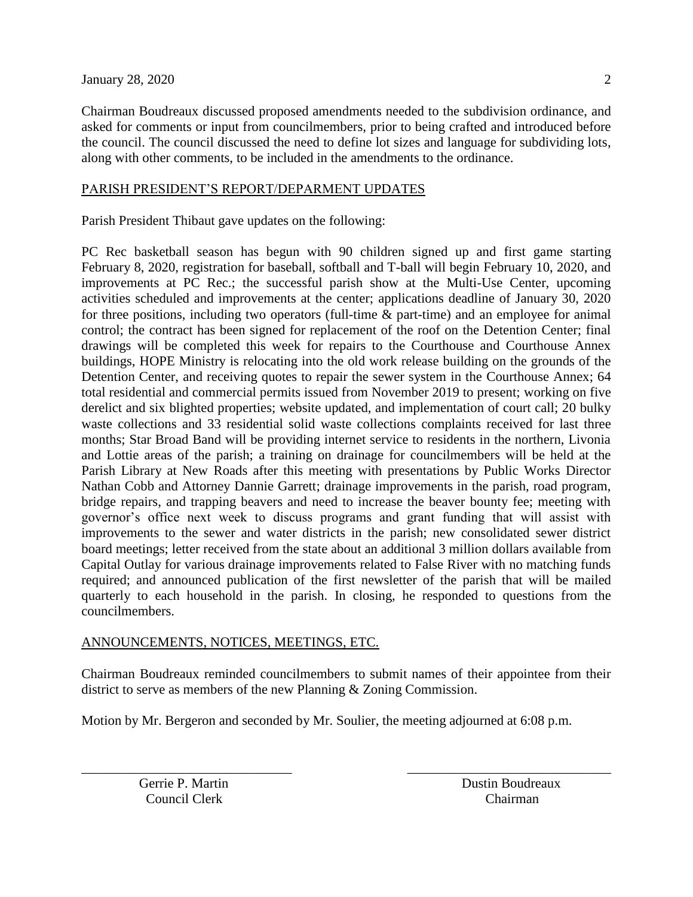Chairman Boudreaux discussed proposed amendments needed to the subdivision ordinance, and asked for comments or input from councilmembers, prior to being crafted and introduced before the council. The council discussed the need to define lot sizes and language for subdividing lots, along with other comments, to be included in the amendments to the ordinance.

PARISH PRESIDENT'S REPORT/DEPARMENT UPDATES

Parish President Thibaut gave updates on the following:

PC Rec basketball season has begun with 90 children signed up and first game starting February 8, 2020, registration for baseball, softball and T-ball will begin February 10, 2020, and improvements at PC Rec.; the successful parish show at the Multi-Use Center, upcoming activities scheduled and improvements at the center; applications deadline of January 30, 2020 for three positions, including two operators (full-time & part-time) and an employee for animal control; the contract has been signed for replacement of the roof on the Detention Center; final drawings will be completed this week for repairs to the Courthouse and Courthouse Annex buildings, HOPE Ministry is relocating into the old work release building on the grounds of the Detention Center, and receiving quotes to repair the sewer system in the Courthouse Annex; 64 total residential and commercial permits issued from November 2019 to present; working on five derelict and six blighted properties; website updated, and implementation of court call; 20 bulky waste collections and 33 residential solid waste collections complaints received for last three months; Star Broad Band will be providing internet service to residents in the northern, Livonia and Lottie areas of the parish; a training on drainage for councilmembers will be held at the Parish Library at New Roads after this meeting with presentations by Public Works Director Nathan Cobb and Attorney Dannie Garrett; drainage improvements in the parish, road program, bridge repairs, and trapping beavers and need to increase the beaver bounty fee; meeting with governor's office next week to discuss programs and grant funding that will assist with improvements to the sewer and water districts in the parish; new consolidated sewer district board meetings; letter received from the state about an additional 3 million dollars available from Capital Outlay for various drainage improvements related to False River with no matching funds required; and announced publication of the first newsletter of the parish that will be mailed quarterly to each household in the parish. In closing, he responded to questions from the councilmembers.

ANNOUNCEMENTS, NOTICES, MEETINGS, ETC.

Chairman Boudreaux reminded councilmembers to submit names of their appointee from their district to serve as members of the new Planning & Zoning Commission.

Motion by Mr. Bergeron and seconded by Mr. Soulier, the meeting adjourned at 6:08 p.m.

\_\_\_\_\_\_\_\_\_\_\_\_\_\_\_\_\_\_\_\_\_\_\_\_\_\_\_\_\_\_
Gerrie P. Martin
Council Clerk

\_\_\_\_\_\_\_\_\_\_\_\_\_\_\_\_\_\_\_\_\_\_\_\_\_\_\_\_\_\_
Dustin Boudreaux
Chairman